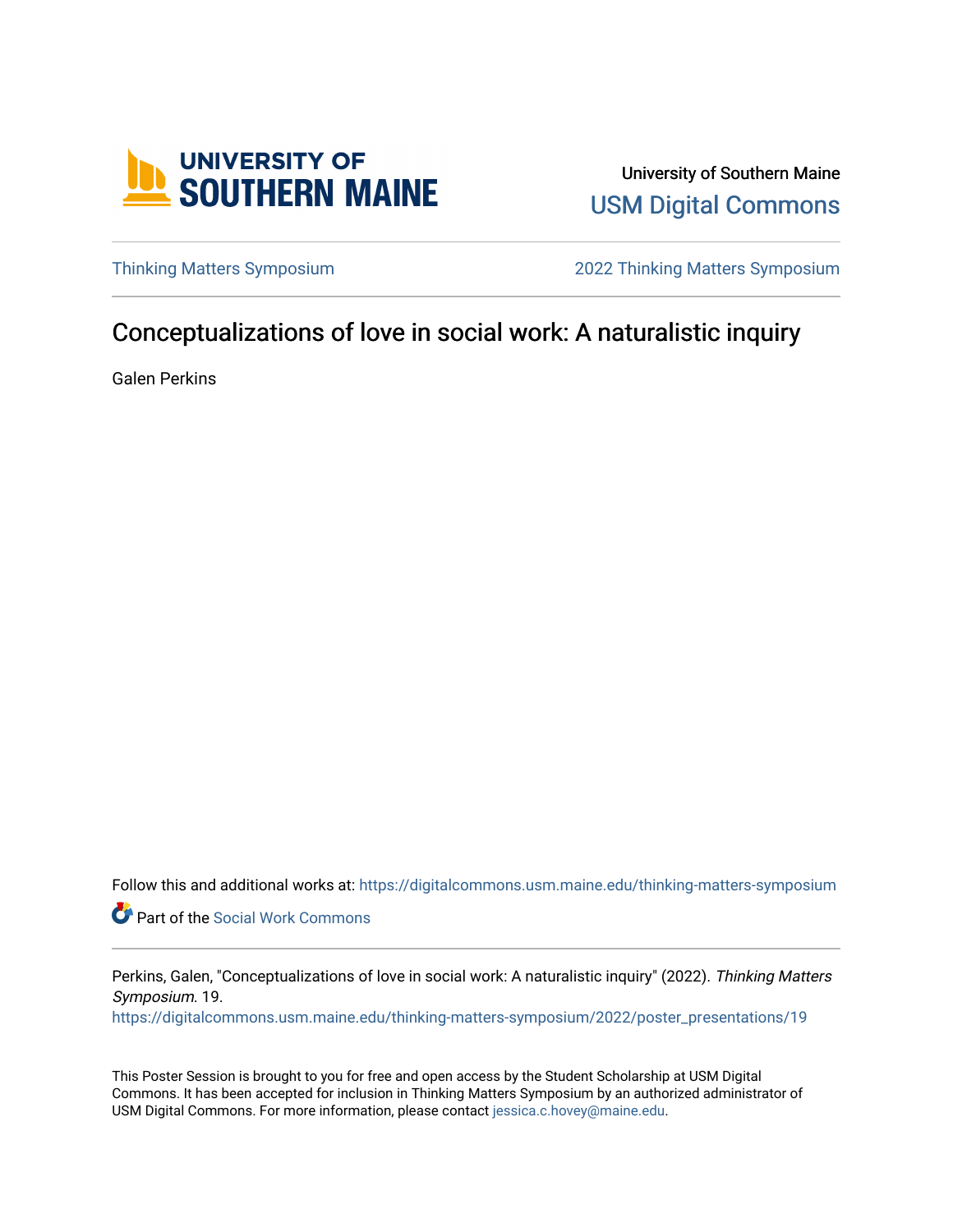University of Southern Maine

USM Digital Commons

Thinking Matters Symposium

2022 Thinking Matters Symposium

# Conceptualizations of love in social work: A naturalistic inquiry

Galen Perkins

Follow this and additional works at: https://digitalcommons.usm.maine.edu/thinking-matters-symposium

Part of the Social Work Commons

Perkins, Galen, "Conceptualizations of love in social work: A naturalistic inquiry" (2022). *Thinking Matters Symposium*. 19.
https://digitalcommons.usm.maine.edu/thinking-matters-symposium/2022/poster_presentations/19

This Poster Session is brought to you for free and open access by the Student Scholarship at USM Digital Commons. It has been accepted for inclusion in Thinking Matters Symposium by an authorized administrator of USM Digital Commons. For more information, please contact jessica.c.hovey@maine.edu.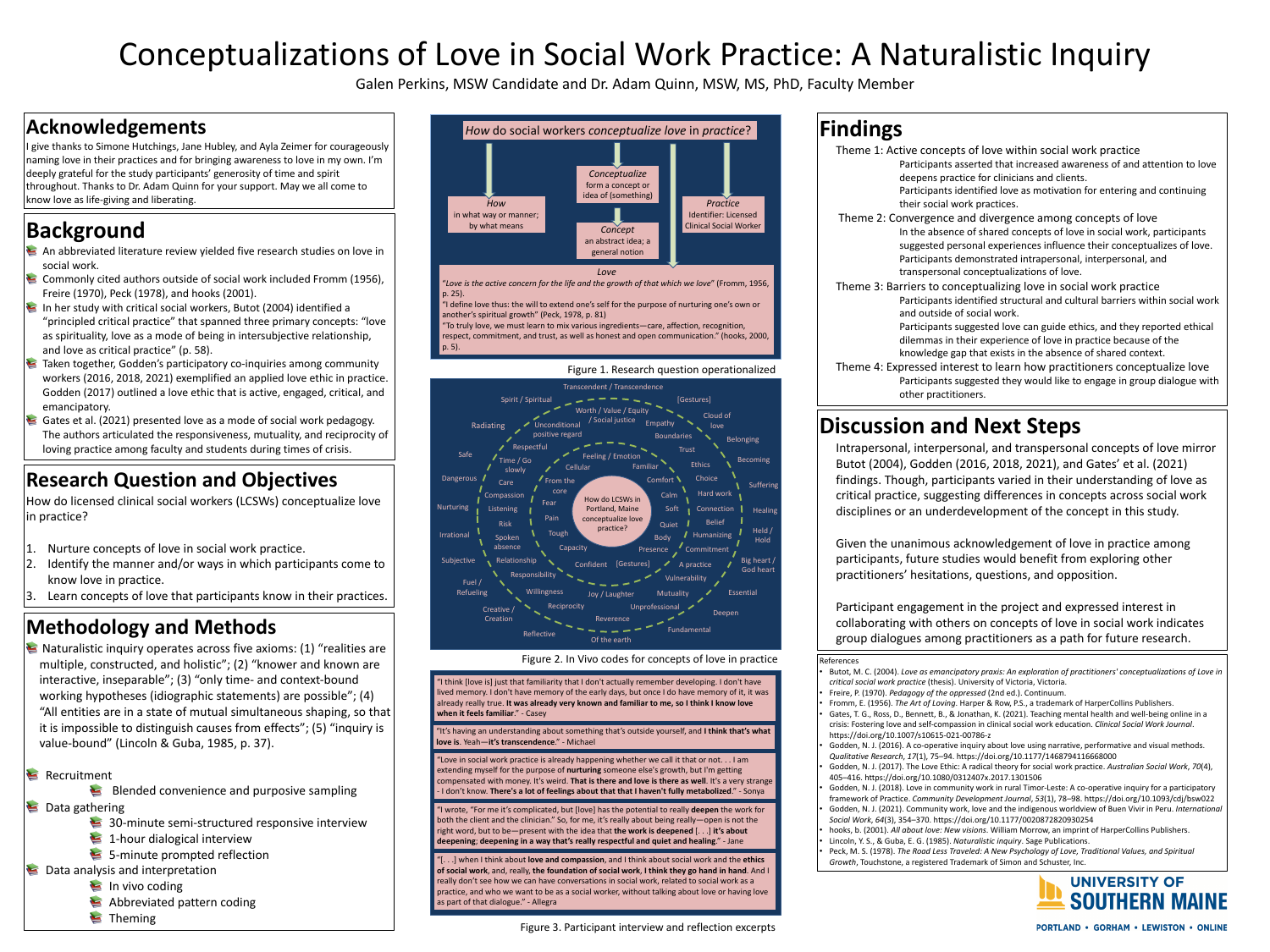# Conceptualizations of Love in Social Work Practice: A Naturalistic Inquiry

Galen Perkins, MSW Candidate and Dr. Adam Quinn, MSW, MS, PhD, Faculty Member

## Acknowledgements

I give thanks to Simone Hutchings, Jane Hubley, and Ayla Zeimer for courageously naming love in their practices and for bringing awareness to love in my own. I'm deeply grateful for the study participants' generosity of time and spirit throughout. Thanks to Dr. Adam Quinn for your support. May we all come to know love as life-giving and liberating.

## Background

- An abbreviated literature review yielded five research studies on love in social work.
- Commonly cited authors outside of social work included Fromm (1956), Freire (1970), Peck (1978), and hooks (2001).
- In her study with critical social workers, Butot (2004) identified a "principled critical practice" that spanned three primary concepts: "love as spirituality, love as a mode of being in intersubjective relationship, and love as critical practice" (p. 58).
- Taken together, Godden's participatory co-inquiries among community workers (2016, 2018, 2021) exemplified an applied love ethic in practice. Godden (2017) outlined a love ethic that is active, engaged, critical, and emancipatory.
- Gates et al. (2021) presented love as a mode of social work pedagogy. The authors articulated the responsiveness, mutuality, and reciprocity of loving practice among faculty and students during times of crisis.

## Research Question and Objectives

How do licensed clinical social workers (LCSWs) conceptualize love in practice?

1. Nurture concepts of love in social work practice.
2. Identify the manner and/or ways in which participants come to know love in practice.
3. Learn concepts of love that participants know in their practices.

## Methodology and Methods

- Naturalistic inquiry operates across five axioms: (1) "realities are multiple, constructed, and holistic"; (2) "knower and known are interactive, inseparable"; (3) "only time- and context-bound working hypotheses (idiographic statements) are possible"; (4) "All entities are in a state of mutual simultaneous shaping, so that it is impossible to distinguish causes from effects"; (5) "inquiry is value-bound" (Lincoln & Guba, 1985, p. 37).

- Recruitment
  - Blended convenience and purposive sampling
- Data gathering
  - 30-minute semi-structured responsive interview
  - 1-hour dialogical interview
  - 5-minute prompted reflection
- Data analysis and interpretation
  - In vivo coding
  - Abbreviated pattern coding
  - Theming

*How* do social workers *conceptualize love* in *practice*?

*How*
in what way or manner; by what means

*Conceptualize*
form a concept or idea of (something)

*Concept*
an abstract idea; a general notion

*Practice*
Identifier: Licensed Clinical Social Worker

*Love*

"*Love is the active concern for the life and the growth of that which we love*" (Fromm, 1956, p. 25).

"I define love thus: the will to extend one's self for the purpose of nurturing one's own or another's spiritual growth" (Peck, 1978, p. 81)

"To truly love, we must learn to mix various ingredients—care, affection, recognition, respect, commitment, and trust, as well as honest and open communication." (hooks, 2000, p. 5).

Figure 1. Research question operationalized

How do LCSWs in Portland, Maine conceptualize love in practice?

Transcendent / Transcendence
Spirit / Spiritual
[Gestures]
Worth / Value / Equity / Social justice
Cloud of love
Radiating
Unconditional positive regard
Empathy
Belonging
Boundaries
Respectful
Trust
Safe
Feeling / Emotion
Becoming
Time / Go slowly
Cellular
Familiar
Ethics
Dangerous
From the core
Comfort
Choice
Suffering
Care
Compassion
Fear
Calm
Hard work
Nurturing
Listening
Soft
Connection
Healing
Risk
Pain
Quiet
Belief
Irrational
Held / Hold
Tough
Body
Humanizing
Spoken absence
Capacity
Presence
Commitment
Subjective
Relationship
Confident
[Gestures]
A practice
Big heart / God heart
Responsibility
Vulnerability
Fuel / Refueling
Willingness
Joy / Laughter
Mutuality
Essential
Creative / Creation
Reciprocity
Unprofessional
Deepen
Reverence
Reflective
Fundamental
Of the earth

Figure 2. In Vivo codes for concepts of love in practice

"I think [love is] just that familiarity that I don't actually remember developing. I don't have lived memory. I don't have memory of the early days, but once I do have memory of it, it was already really true. **It was already very known and familiar to me, so I think I know love when it feels familiar**." - Casey

"It's having an understanding about something that's outside yourself, and **I think that's what love is**. Yeah—**it's transcendence**." - Michael

"Love in social work practice is already happening whether we call it that or not. . . I am extending myself for the purpose of **nurturing** someone else's growth, but I'm getting compensated with money. It's weird. **That is there and love is there as well**. It's a very strange - I don't know. **There's a lot of feelings about that that I haven't fully metabolized**." - Sonya

"I wrote, "For me it's complicated, but [love] has the potential to really **deepen** the work for both the client and the clinician." So, for me, it's really about being really—open is not the right word, but to be—present with the idea that **the work is deepened** [. . .] **it's about deepening; deepening in a way that's really respectful and quiet and healing**." - Jane

"[. . .] when I think about **love and compassion**, and I think about social work and the **ethics of social work**, and, really, **the foundation of social work, I think they go hand in hand**. And I really don't see how we can have conversations in social work, related to social work as a practice, and who we are to be as a social worker, without talking about love or having love as part of that dialogue." - Allegra

Figure 3. Participant interview and reflection excerpts

## Findings

Theme 1: Active concepts of love within social work practice

- Participants asserted that increased awareness of and attention to love deepens practice for clinicians and clients.
- Participants identified love as motivation for entering and continuing their social work practices.

Theme 2: Convergence and divergence among concepts of love

- In the absence of shared concepts of love in social work, participants suggested personal experiences influence their conceptualizes of love.
- Participants demonstrated intrapersonal, interpersonal, and transpersonal conceptualizations of love.

Theme 3: Barriers to conceptualizing love in social work practice

- Participants identified structural and cultural barriers within social work and outside of social work.
- Participants suggested love can guide ethics, and they reported ethical dilemmas in their experience of love in practice because of the knowledge gap that exists in the absence of shared context.

Theme 4: Expressed interest to learn how practitioners conceptualize love

- Participants suggested they would like to engage in group dialogue with other practitioners.

## Discussion and Next Steps

Intrapersonal, interpersonal, and transpersonal concepts of love mirror Butot (2004), Godden (2016, 2018, 2021), and Gates' et al. (2021) findings. Though, participants varied in their understanding of love as critical practice, suggesting differences in concepts across social work disciplines or an underdevelopment of the concept in this study.

Given the unanimous acknowledgement of love in practice among participants, future studies would benefit from exploring other practitioners' hesitations, questions, and opposition.

Participant engagement in the project and expressed interest in collaborating with others on concepts of love in social work indicates group dialogues among practitioners as a path for future research.

References

- Butot, M. C. (2004). *Love as emancipatory praxis: An exploration of practitioners' conceptualizations of Love in critical social work practice* (thesis). University of Victoria, Victoria.
- Freire, P. (1970). *Pedagogy of the oppressed* (2nd ed.). Continuum.
- Fromm, E. (1956). *The Art of Loving*. Harper & Row, P.S., a trademark of HarperCollins Publishers.
- Gates, T. G., Ross, D., Bennett, B., & Jonathan, K. (2021). Teaching mental health and well-being online in a crisis: Fostering love and self-compassion in clinical social work education. *Clinical Social Work Journal*. https://doi.org/10.1007/s10615-021-00786-z
- Godden, N. J. (2016). A co-operative inquiry about love using narrative, performative and visual methods. *Qualitative Research*, *17*(1), 75–94. https://doi.org/10.1177/1468794116668000
- Godden, N. J. (2017). The Love Ethic: A radical theory for social work practice. *Australian Social Work*, *70*(4), 405–416. https://doi.org/10.1080/0312407x.2017.1301506
- Godden, N. J. (2018). Love in community work in rural Timor-Leste: A co-operative inquiry for a participatory framework of Practice. *Community Development Journal*, *53*(1), 78–98. https://doi.org/10.1093/cdj/bsw022
- Godden, N. J. (2021). Community work, love and the indigenous worldview of Buen Vivir in Peru. *International Social Work*, *64*(3), 354–370. https://doi.org/10.1177/0020872820930254
- hooks, b. (2001). *All about love: New visions*. William Morrow, an imprint of HarperCollins Publishers.
- Lincoln, Y. S., & Guba, E. G. (1985). *Naturalistic inquiry*. Sage Publications.
- Peck, M. S. (1978). *The Road Less Traveled: A New Psychology of Love, Traditional Values, and Spiritual Growth*, Touchstone, a registered Trademark of Simon and Schuster, Inc.

UNIVERSITY OF SOUTHERN MAINE
PORTLAND • GORHAM • LEWISTON • ONLINE